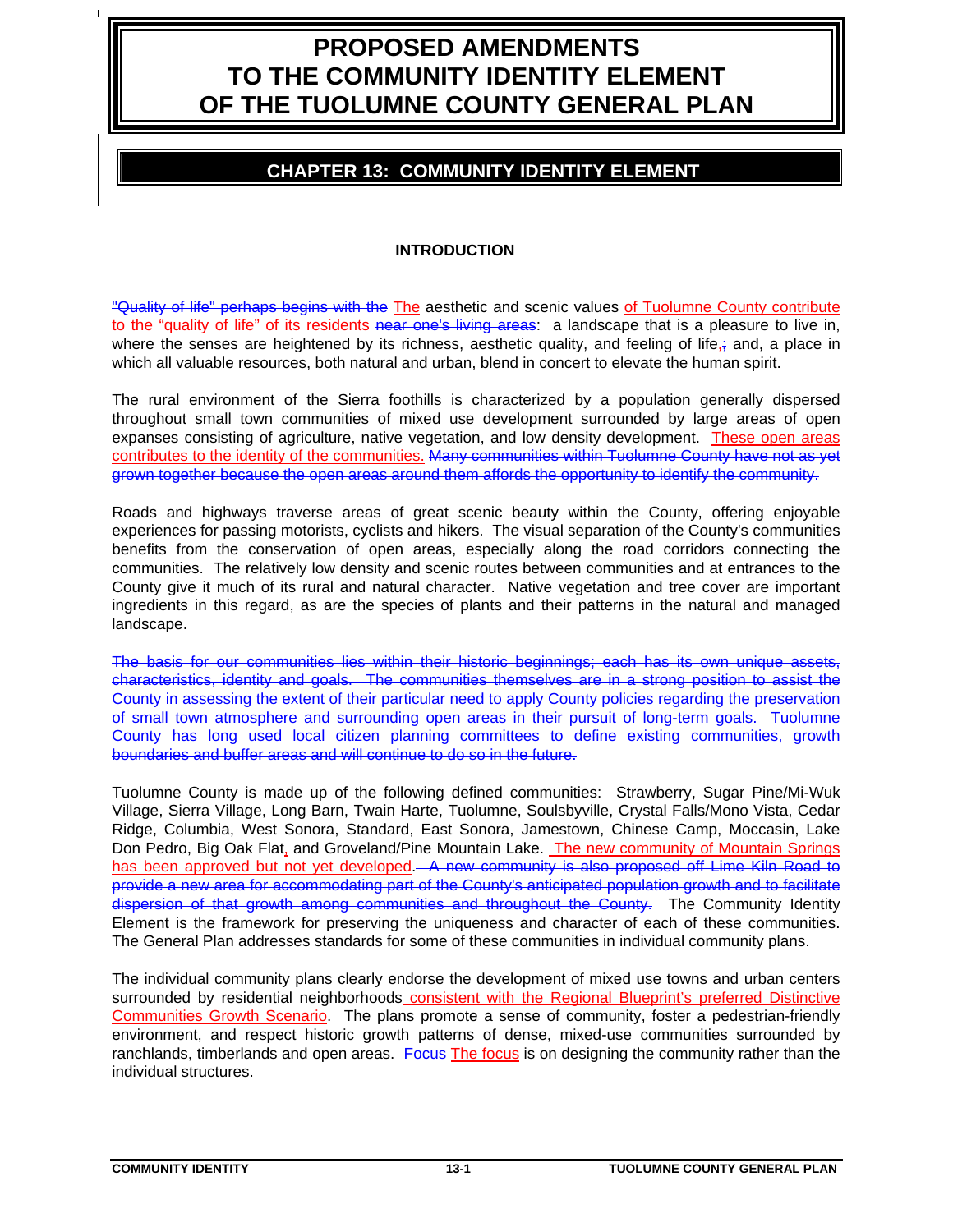# PROPOSED AMENDMENTS TO THE COMMUNITY IDENTITY ELEMENT OF THE TUOLUMNE COUNTY GENERAL PLAN

## CHAPTER 13: COMMUNITY IDENTITY ELEMENT

### INTRODUCTION

~~"Quality of life" perhaps begins with the~~ The aesthetic and scenic values of Tuolumne County contribute to the "quality of life" of its residents ~~near one's living areas~~: a landscape that is a pleasure to live in, where the senses are heightened by its richness, aesthetic quality, and feeling of life,~~;~~ and, a place in which all valuable resources, both natural and urban, blend in concert to elevate the human spirit.

The rural environment of the Sierra foothills is characterized by a population generally dispersed throughout small town communities of mixed use development surrounded by large areas of open expanses consisting of agriculture, native vegetation, and low density development. These open areas contributes to the identity of the communities. ~~Many communities within Tuolumne County have not as yet grown together because the open areas around them affords the opportunity to identify the community.~~

Roads and highways traverse areas of great scenic beauty within the County, offering enjoyable experiences for passing motorists, cyclists and hikers. The visual separation of the County's communities benefits from the conservation of open areas, especially along the road corridors connecting the communities. The relatively low density and scenic routes between communities and at entrances to the County give it much of its rural and natural character. Native vegetation and tree cover are important ingredients in this regard, as are the species of plants and their patterns in the natural and managed landscape.

~~The basis for our communities lies within their historic beginnings; each has its own unique assets, characteristics, identity and goals. The communities themselves are in a strong position to assist the County in assessing the extent of their particular need to apply County policies regarding the preservation of small town atmosphere and surrounding open areas in their pursuit of long-term goals. Tuolumne County has long used local citizen planning committees to define existing communities, growth boundaries and buffer areas and will continue to do so in the future.~~

Tuolumne County is made up of the following defined communities: Strawberry, Sugar Pine/Mi-Wuk Village, Sierra Village, Long Barn, Twain Harte, Tuolumne, Soulsbyville, Crystal Falls/Mono Vista, Cedar Ridge, Columbia, West Sonora, Standard, East Sonora, Jamestown, Chinese Camp, Moccasin, Lake Don Pedro, Big Oak Flat, and Groveland/Pine Mountain Lake. The new community of Mountain Springs has been approved but not yet developed. ~~A new community is also proposed off Lime Kiln Road to provide a new area for accommodating part of the County's anticipated population growth and to facilitate dispersion of that growth among communities and throughout the County.~~ The Community Identity Element is the framework for preserving the uniqueness and character of each of these communities. The General Plan addresses standards for some of these communities in individual community plans.

The individual community plans clearly endorse the development of mixed use towns and urban centers surrounded by residential neighborhoods consistent with the Regional Blueprint's preferred Distinctive Communities Growth Scenario. The plans promote a sense of community, foster a pedestrian-friendly environment, and respect historic growth patterns of dense, mixed-use communities surrounded by ranchlands, timberlands and open areas. ~~Focus~~ The focus is on designing the community rather than the individual structures.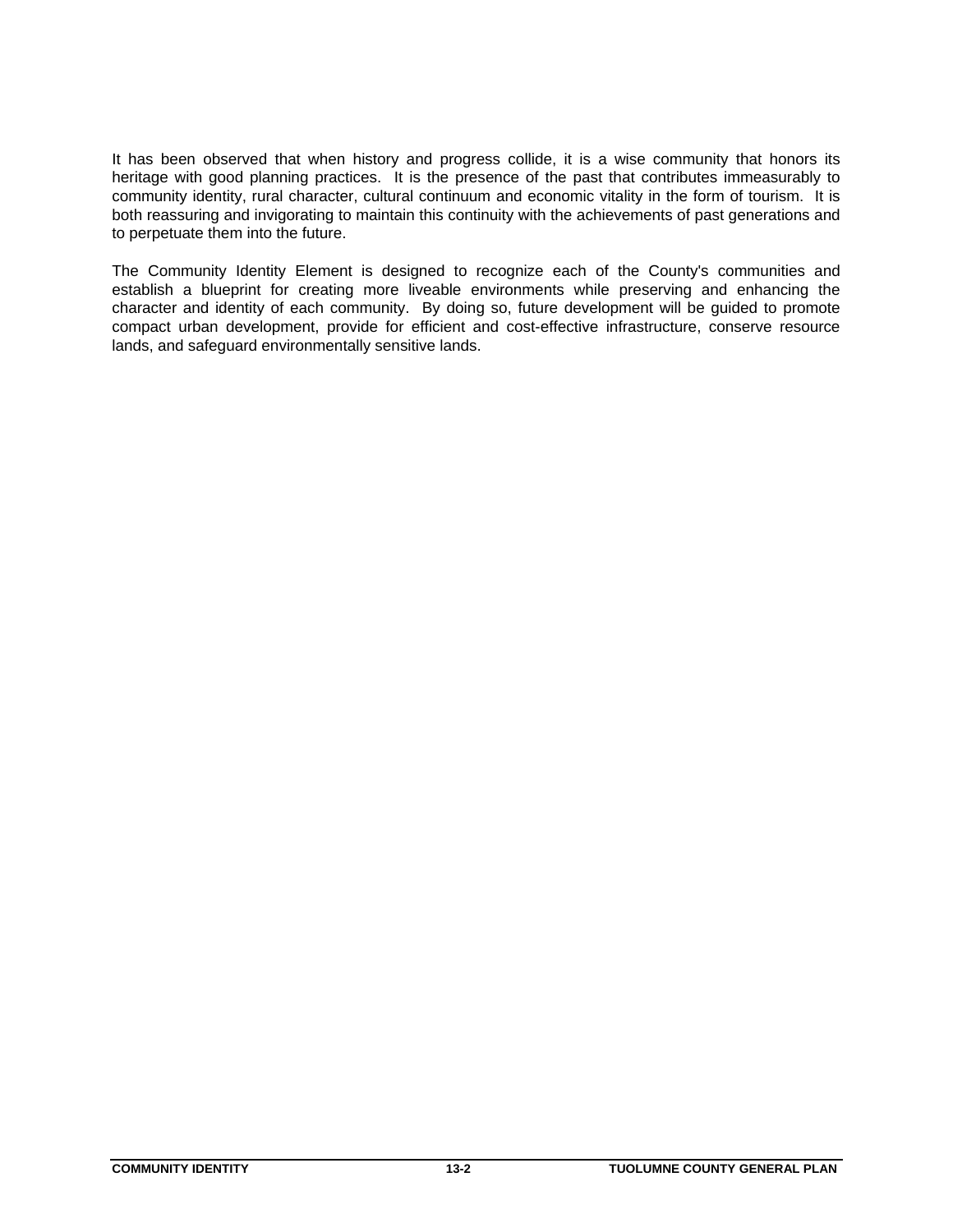It has been observed that when history and progress collide, it is a wise community that honors its heritage with good planning practices.  It is the presence of the past that contributes immeasurably to community identity, rural character, cultural continuum and economic vitality in the form of tourism.  It is both reassuring and invigorating to maintain this continuity with the achievements of past generations and to perpetuate them into the future.

The Community Identity Element is designed to recognize each of the County's communities and establish a blueprint for creating more liveable environments while preserving and enhancing the character and identity of each community.  By doing so, future development will be guided to promote compact urban development, provide for efficient and cost-effective infrastructure, conserve resource lands, and safeguard environmentally sensitive lands.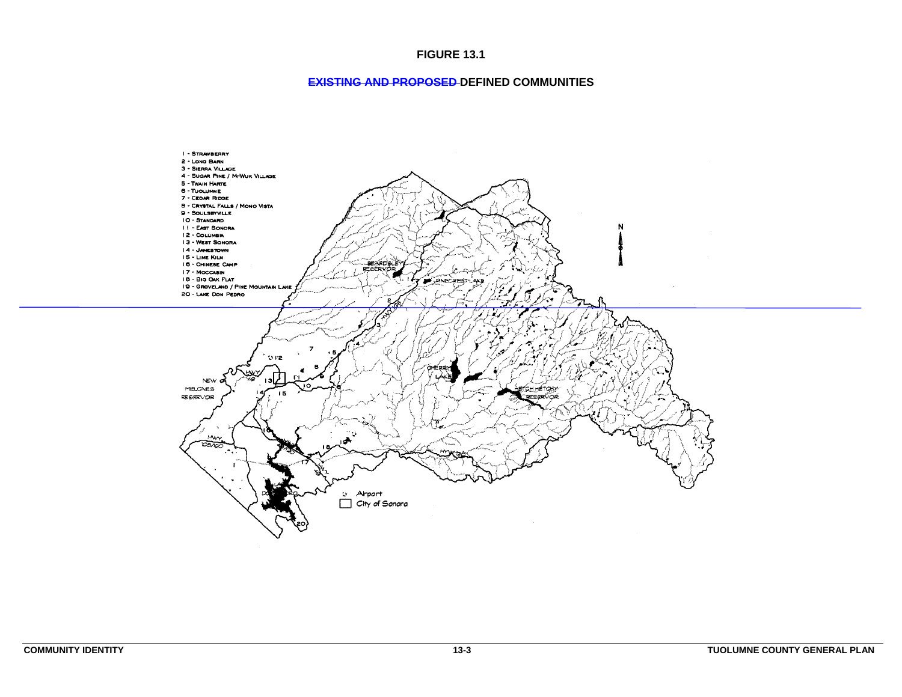**FIGURE 13.1**

**~~EXISTING AND PROPOSED~~ DEFINED COMMUNITIES**

1 - Strawberry
2 - Long Barn
3 - Sierra Village
4 - Sugar Pine / Mi-Wuk Village
5 - Twain Harte
6 - Tuolumne
7 - Cedar Ridge
8 - Crystal Falls / Mono Vista
9 - Soulsbyville
10 - Standard
11 - East Sonora
12 - Columbia
13 - West Sonora
14 - Jamestown
15 - Lime Kiln
16 - Chinese Camp
17 - Moccasin
18 - Big Oak Flat
19 - Groveland / Pine Mountain Lake
20 - Lake Don Pedro

Airport

City of Sonora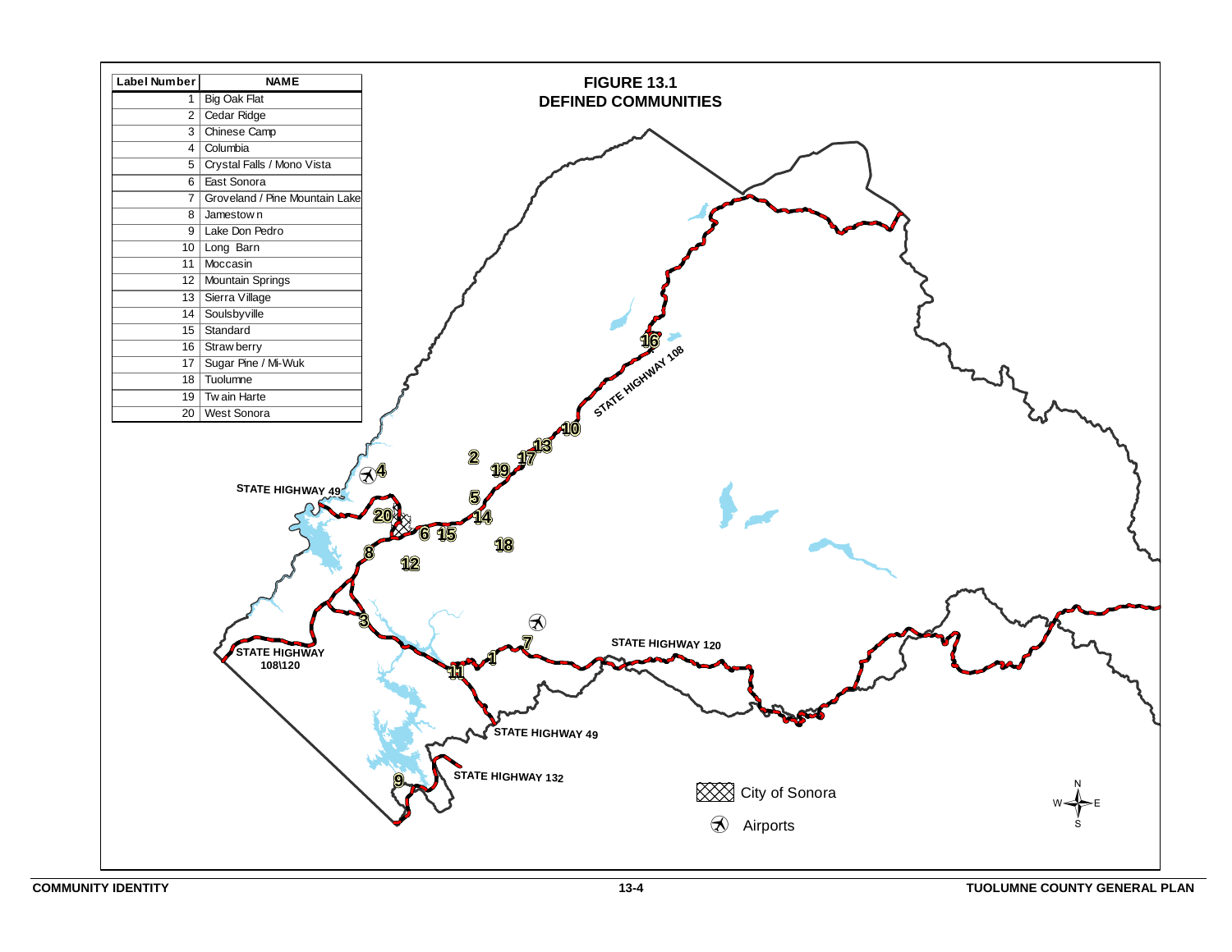# FIGURE 13.1
# DEFINED COMMUNITIES

| Label Number | NAME |
|---|---|
| 1 | Big Oak Flat |
| 2 | Cedar Ridge |
| 3 | Chinese Camp |
| 4 | Columbia |
| 5 | Crystal Falls / Mono Vista |
| 6 | East Sonora |
| 7 | Groveland / Pine Mountain Lake |
| 8 | Jamestown |
| 9 | Lake Don Pedro |
| 10 | Long Barn |
| 11 | Moccasin |
| 12 | Mountain Springs |
| 13 | Sierra Village |
| 14 | Soulsbyville |
| 15 | Standard |
| 16 | Strawberry |
| 17 | Sugar Pine / Mi-Wuk |
| 18 | Tuolumne |
| 19 | Twain Harte |
| 20 | West Sonora |

STATE HIGHWAY 108

STATE HIGHWAY 49

STATE HIGHWAY 108\120

STATE HIGHWAY 120

STATE HIGHWAY 49

STATE HIGHWAY 132

City of Sonora

Airports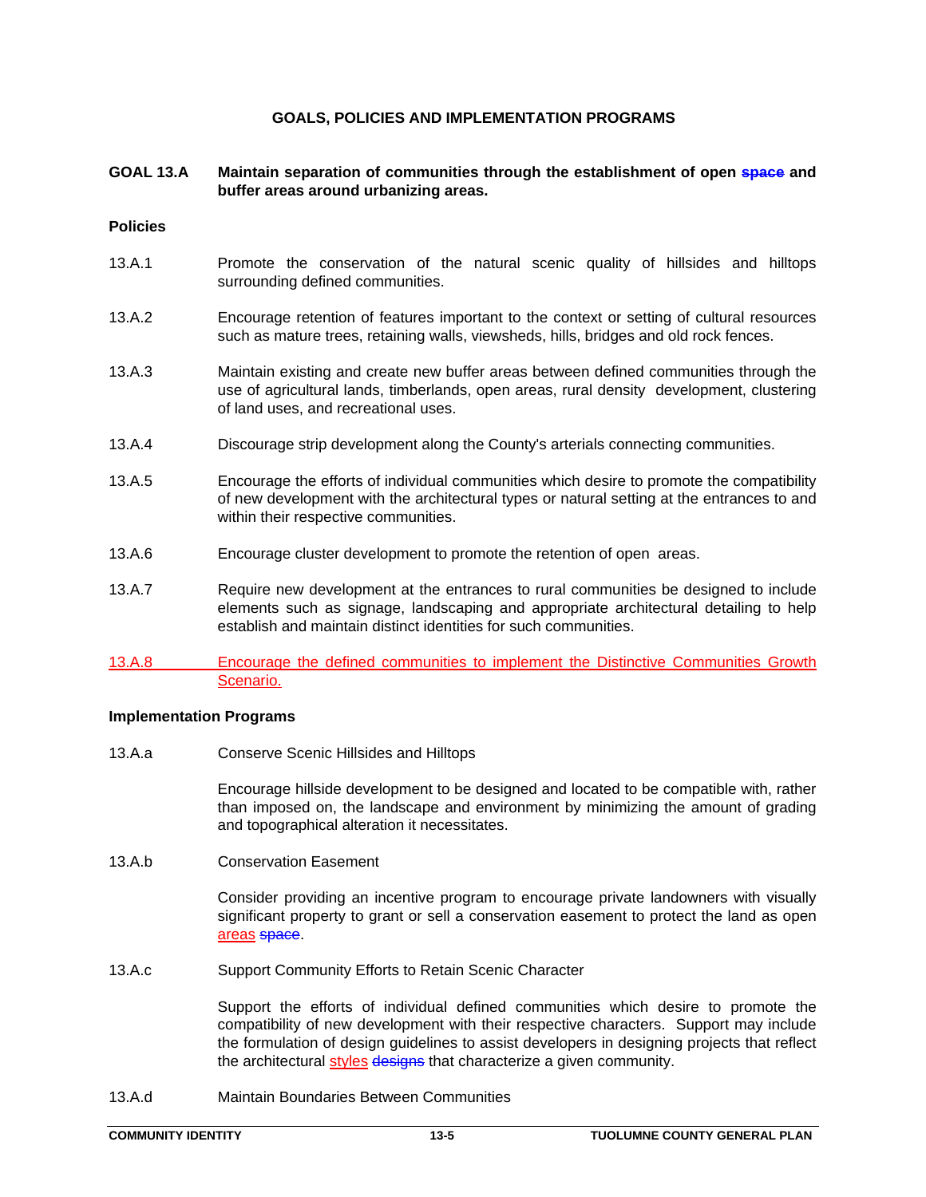## GOALS, POLICIES AND IMPLEMENTATION PROGRAMS

**GOAL 13.A Maintain separation of communities through the establishment of open ~~space~~ and buffer areas around urbanizing areas.**

### Policies

13.A.1 Promote the conservation of the natural scenic quality of hillsides and hilltops surrounding defined communities.

13.A.2 Encourage retention of features important to the context or setting of cultural resources such as mature trees, retaining walls, viewsheds, hills, bridges and old rock fences.

13.A.3 Maintain existing and create new buffer areas between defined communities through the use of agricultural lands, timberlands, open areas, rural density development, clustering of land uses, and recreational uses.

13.A.4 Discourage strip development along the County's arterials connecting communities.

13.A.5 Encourage the efforts of individual communities which desire to promote the compatibility of new development with the architectural types or natural setting at the entrances to and within their respective communities.

13.A.6 Encourage cluster development to promote the retention of open areas.

13.A.7 Require new development at the entrances to rural communities be designed to include elements such as signage, landscaping and appropriate architectural detailing to help establish and maintain distinct identities for such communities.

<u>13.A.8 Encourage the defined communities to implement the Distinctive Communities Growth Scenario.</u>

### Implementation Programs

13.A.a Conserve Scenic Hillsides and Hilltops

Encourage hillside development to be designed and located to be compatible with, rather than imposed on, the landscape and environment by minimizing the amount of grading and topographical alteration it necessitates.

13.A.b Conservation Easement

Consider providing an incentive program to encourage private landowners with visually significant property to grant or sell a conservation easement to protect the land as open <u>areas</u> ~~space~~.

13.A.c Support Community Efforts to Retain Scenic Character

Support the efforts of individual defined communities which desire to promote the compatibility of new development with their respective characters. Support may include the formulation of design guidelines to assist developers in designing projects that reflect the architectural <u>styles</u> ~~designs~~ that characterize a given community.

13.A.d Maintain Boundaries Between Communities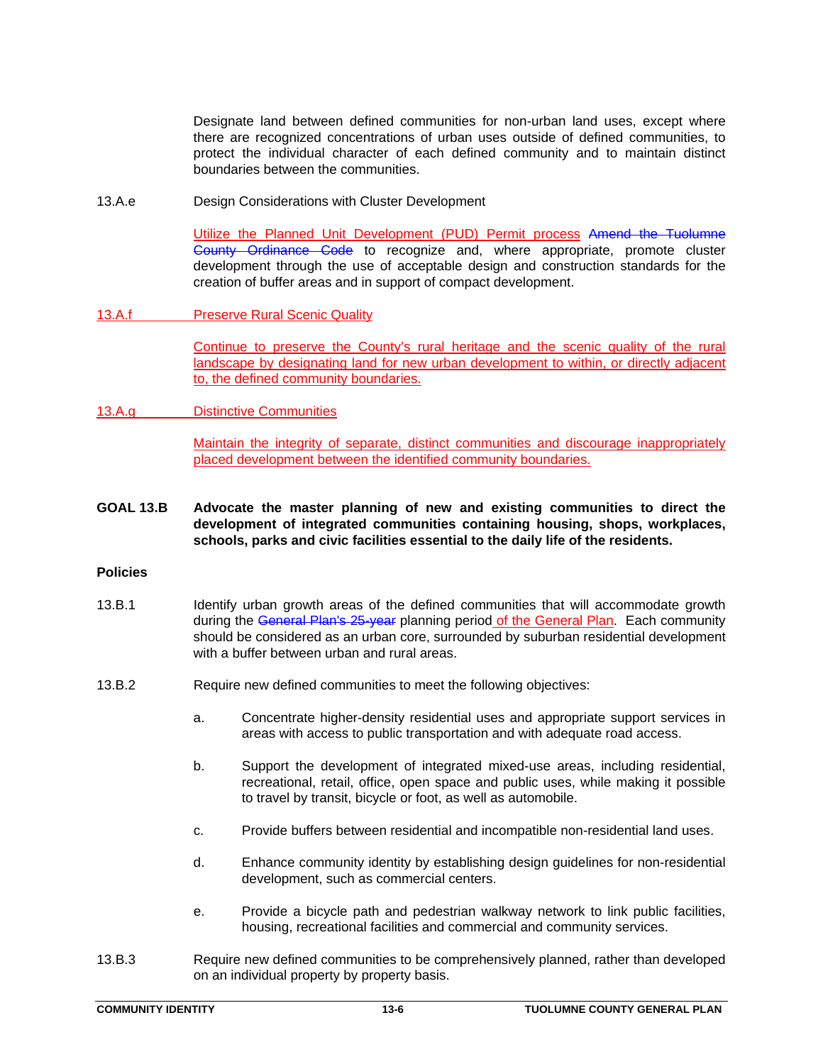Designate land between defined communities for non-urban land uses, except where there are recognized concentrations of urban uses outside of defined communities, to protect the individual character of each defined community and to maintain distinct boundaries between the communities.

13.A.e Design Considerations with Cluster Development

Utilize the Planned Unit Development (PUD) Permit process ~~Amend the Tuolumne County Ordinance Code~~ to recognize and, where appropriate, promote cluster development through the use of acceptable design and construction standards for the creation of buffer areas and in support of compact development.

13.A.f Preserve Rural Scenic Quality

Continue to preserve the County's rural heritage and the scenic quality of the rural landscape by designating land for new urban development to within, or directly adjacent to, the defined community boundaries.

13.A.g Distinctive Communities

Maintain the integrity of separate, distinct communities and discourage inappropriately placed development between the identified community boundaries.

**GOAL 13.B Advocate the master planning of new and existing communities to direct the development of integrated communities containing housing, shops, workplaces, schools, parks and civic facilities essential to the daily life of the residents.**

**Policies**

13.B.1 Identify urban growth areas of the defined communities that will accommodate growth during the ~~General Plan's 25-year~~ planning period of the General Plan. Each community should be considered as an urban core, surrounded by suburban residential development with a buffer between urban and rural areas.

13.B.2 Require new defined communities to meet the following objectives:

a. Concentrate higher-density residential uses and appropriate support services in areas with access to public transportation and with adequate road access.

b. Support the development of integrated mixed-use areas, including residential, recreational, retail, office, open space and public uses, while making it possible to travel by transit, bicycle or foot, as well as automobile.

c. Provide buffers between residential and incompatible non-residential land uses.

d. Enhance community identity by establishing design guidelines for non-residential development, such as commercial centers.

e. Provide a bicycle path and pedestrian walkway network to link public facilities, housing, recreational facilities and commercial and community services.

13.B.3 Require new defined communities to be comprehensively planned, rather than developed on an individual property by property basis.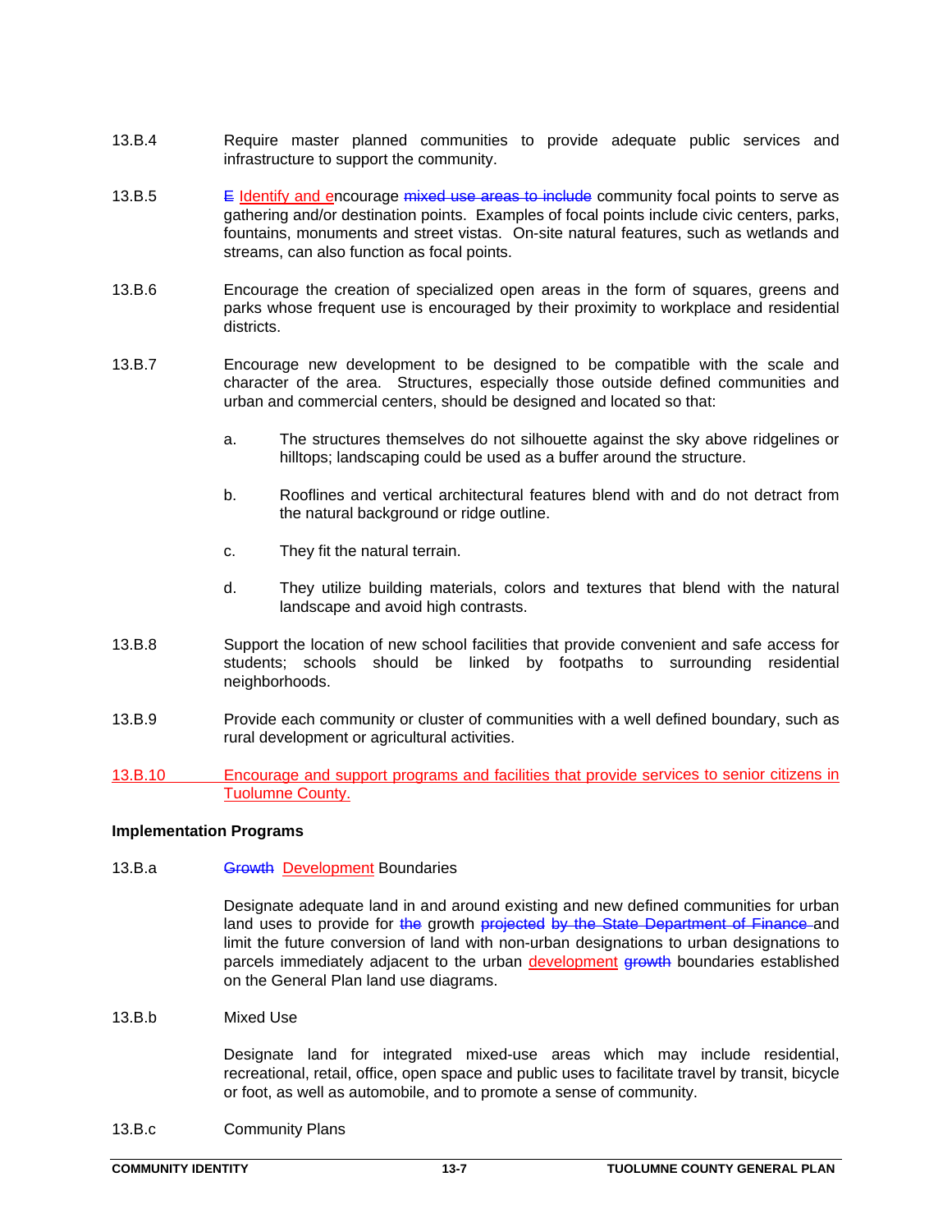13.B.4 Require master planned communities to provide adequate public services and infrastructure to support the community.

13.B.5 ~~E~~ Identify and encourage ~~mixed use areas to include~~ community focal points to serve as gathering and/or destination points. Examples of focal points include civic centers, parks, fountains, monuments and street vistas. On-site natural features, such as wetlands and streams, can also function as focal points.

13.B.6 Encourage the creation of specialized open areas in the form of squares, greens and parks whose frequent use is encouraged by their proximity to workplace and residential districts.

13.B.7 Encourage new development to be designed to be compatible with the scale and character of the area. Structures, especially those outside defined communities and urban and commercial centers, should be designed and located so that:

a. The structures themselves do not silhouette against the sky above ridgelines or hilltops; landscaping could be used as a buffer around the structure.

b. Rooflines and vertical architectural features blend with and do not detract from the natural background or ridge outline.

c. They fit the natural terrain.

d. They utilize building materials, colors and textures that blend with the natural landscape and avoid high contrasts.

13.B.8 Support the location of new school facilities that provide convenient and safe access for students; schools should be linked by footpaths to surrounding residential neighborhoods.

13.B.9 Provide each community or cluster of communities with a well defined boundary, such as rural development or agricultural activities.

13.B.10 Encourage and support programs and facilities that provide services to senior citizens in Tuolumne County.

**Implementation Programs**

13.B.a ~~Growth~~ Development Boundaries

Designate adequate land in and around existing and new defined communities for urban land uses to provide for ~~the~~ growth ~~projected by the State Department of Finance~~ and limit the future conversion of land with non-urban designations to urban designations to parcels immediately adjacent to the urban development ~~growth~~ boundaries established on the General Plan land use diagrams.

13.B.b Mixed Use

Designate land for integrated mixed-use areas which may include residential, recreational, retail, office, open space and public uses to facilitate travel by transit, bicycle or foot, as well as automobile, and to promote a sense of community.

13.B.c Community Plans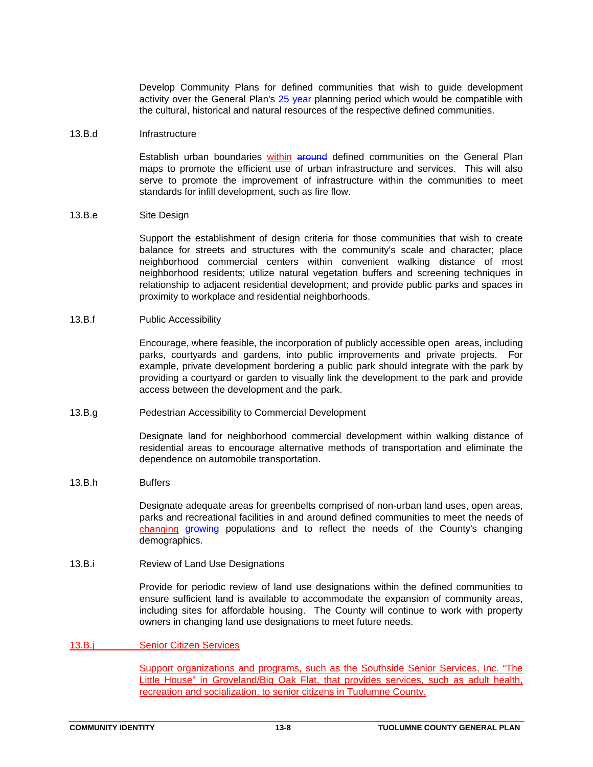Develop Community Plans for defined communities that wish to guide development activity over the General Plan's ~~25 year~~ planning period which would be compatible with the cultural, historical and natural resources of the respective defined communities.

13.B.d Infrastructure

Establish urban boundaries <u>within</u> ~~around~~ defined communities on the General Plan maps to promote the efficient use of urban infrastructure and services. This will also serve to promote the improvement of infrastructure within the communities to meet standards for infill development, such as fire flow.

13.B.e Site Design

Support the establishment of design criteria for those communities that wish to create balance for streets and structures with the community's scale and character; place neighborhood commercial centers within convenient walking distance of most neighborhood residents; utilize natural vegetation buffers and screening techniques in relationship to adjacent residential development; and provide public parks and spaces in proximity to workplace and residential neighborhoods.

13.B.f Public Accessibility

Encourage, where feasible, the incorporation of publicly accessible open areas, including parks, courtyards and gardens, into public improvements and private projects. For example, private development bordering a public park should integrate with the park by providing a courtyard or garden to visually link the development to the park and provide access between the development and the park.

13.B.g Pedestrian Accessibility to Commercial Development

Designate land for neighborhood commercial development within walking distance of residential areas to encourage alternative methods of transportation and eliminate the dependence on automobile transportation.

13.B.h Buffers

Designate adequate areas for greenbelts comprised of non-urban land uses, open areas, parks and recreational facilities in and around defined communities to meet the needs of <u>changing</u> ~~growing~~ populations and to reflect the needs of the County's changing demographics.

13.B.i Review of Land Use Designations

Provide for periodic review of land use designations within the defined communities to ensure sufficient land is available to accommodate the expansion of community areas, including sites for affordable housing. The County will continue to work with property owners in changing land use designations to meet future needs.

<u>13.B.j Senior Citizen Services</u>

<u>Support organizations and programs, such as the Southside Senior Services, Inc. “The Little House” in Groveland/Big Oak Flat, that provides services, such as adult health, recreation and socialization, to senior citizens in Tuolumne County.</u>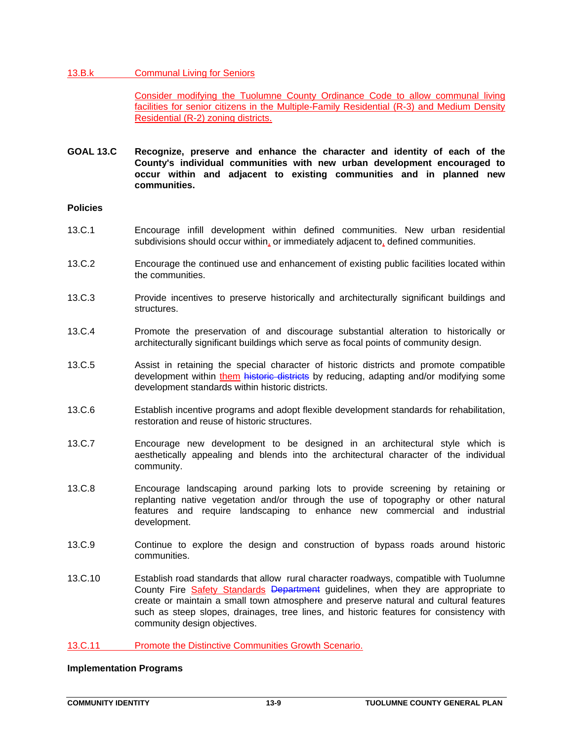13.B.k Communal Living for Seniors

Consider modifying the Tuolumne County Ordinance Code to allow communal living facilities for senior citizens in the Multiple-Family Residential (R-3) and Medium Density Residential (R-2) zoning districts.

**GOAL 13.C Recognize, preserve and enhance the character and identity of each of the County's individual communities with new urban development encouraged to occur within and adjacent to existing communities and in planned new communities.**

**Policies**

13.C.1 Encourage infill development within defined communities. New urban residential subdivisions should occur within, or immediately adjacent to, defined communities.

13.C.2 Encourage the continued use and enhancement of existing public facilities located within the communities.

13.C.3 Provide incentives to preserve historically and architecturally significant buildings and structures.

13.C.4 Promote the preservation of and discourage substantial alteration to historically or architecturally significant buildings which serve as focal points of community design.

13.C.5 Assist in retaining the special character of historic districts and promote compatible development within them ~~historic districts~~ by reducing, adapting and/or modifying some development standards within historic districts.

13.C.6 Establish incentive programs and adopt flexible development standards for rehabilitation, restoration and reuse of historic structures.

13.C.7 Encourage new development to be designed in an architectural style which is aesthetically appealing and blends into the architectural character of the individual community.

13.C.8 Encourage landscaping around parking lots to provide screening by retaining or replanting native vegetation and/or through the use of topography or other natural features and require landscaping to enhance new commercial and industrial development.

13.C.9 Continue to explore the design and construction of bypass roads around historic communities.

13.C.10 Establish road standards that allow rural character roadways, compatible with Tuolumne County Fire Safety Standards ~~Department~~ guidelines, when they are appropriate to create or maintain a small town atmosphere and preserve natural and cultural features such as steep slopes, drainages, tree lines, and historic features for consistency with community design objectives.

13.C.11 Promote the Distinctive Communities Growth Scenario.

**Implementation Programs**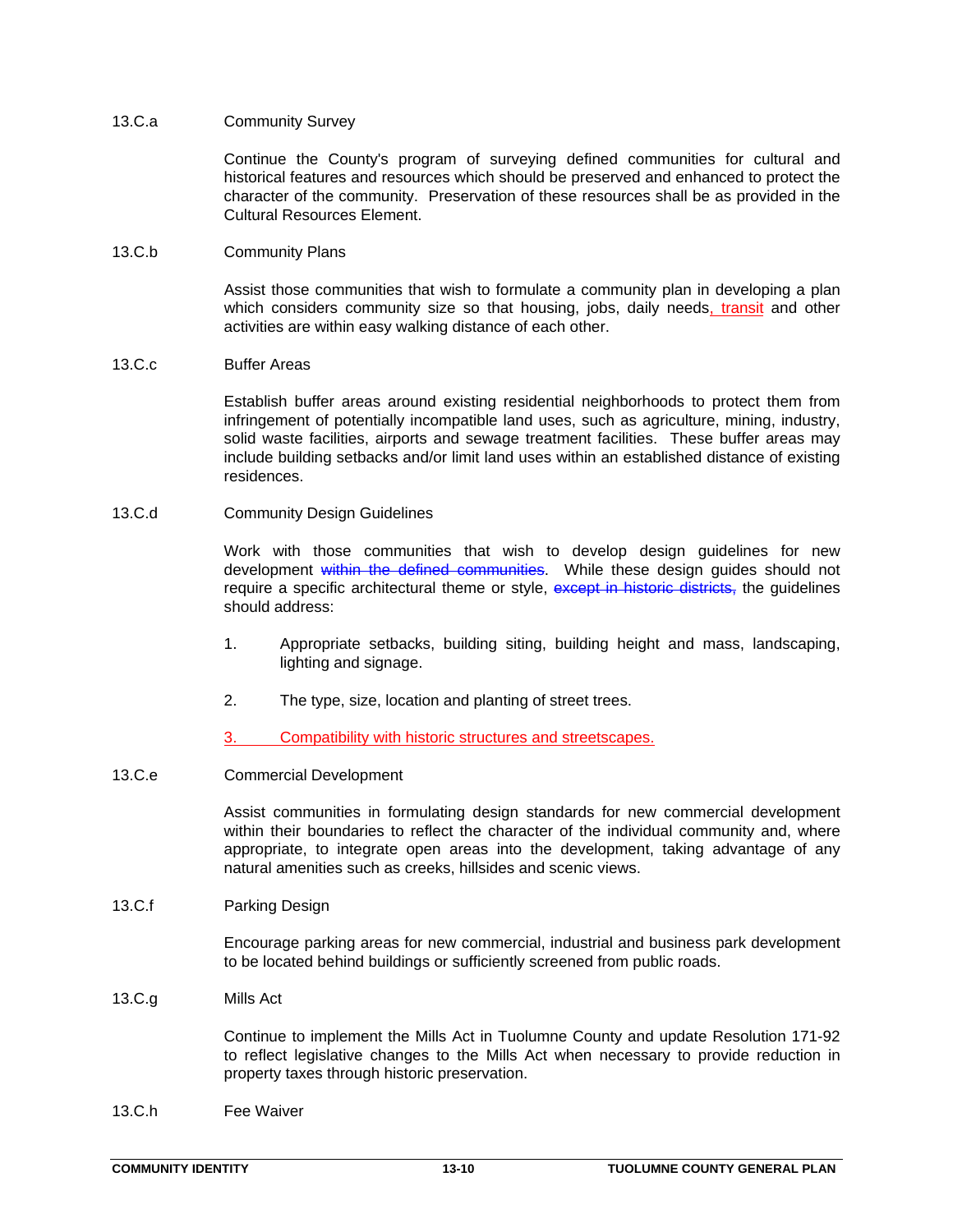13.C.a Community Survey

Continue the County's program of surveying defined communities for cultural and historical features and resources which should be preserved and enhanced to protect the character of the community. Preservation of these resources shall be as provided in the Cultural Resources Element.

13.C.b Community Plans

Assist those communities that wish to formulate a community plan in developing a plan which considers community size so that housing, jobs, daily needs, transit and other activities are within easy walking distance of each other.

13.C.c Buffer Areas

Establish buffer areas around existing residential neighborhoods to protect them from infringement of potentially incompatible land uses, such as agriculture, mining, industry, solid waste facilities, airports and sewage treatment facilities. These buffer areas may include building setbacks and/or limit land uses within an established distance of existing residences.

13.C.d Community Design Guidelines

Work with those communities that wish to develop design guidelines for new development ~~within the defined communities~~. While these design guides should not require a specific architectural theme or style, ~~except in historic districts,~~ the guidelines should address:

1. Appropriate setbacks, building siting, building height and mass, landscaping, lighting and signage.

2. The type, size, location and planting of street trees.

3. Compatibility with historic structures and streetscapes.

13.C.e Commercial Development

Assist communities in formulating design standards for new commercial development within their boundaries to reflect the character of the individual community and, where appropriate, to integrate open areas into the development, taking advantage of any natural amenities such as creeks, hillsides and scenic views.

13.C.f Parking Design

Encourage parking areas for new commercial, industrial and business park development to be located behind buildings or sufficiently screened from public roads.

13.C.g Mills Act

Continue to implement the Mills Act in Tuolumne County and update Resolution 171-92 to reflect legislative changes to the Mills Act when necessary to provide reduction in property taxes through historic preservation.

13.C.h Fee Waiver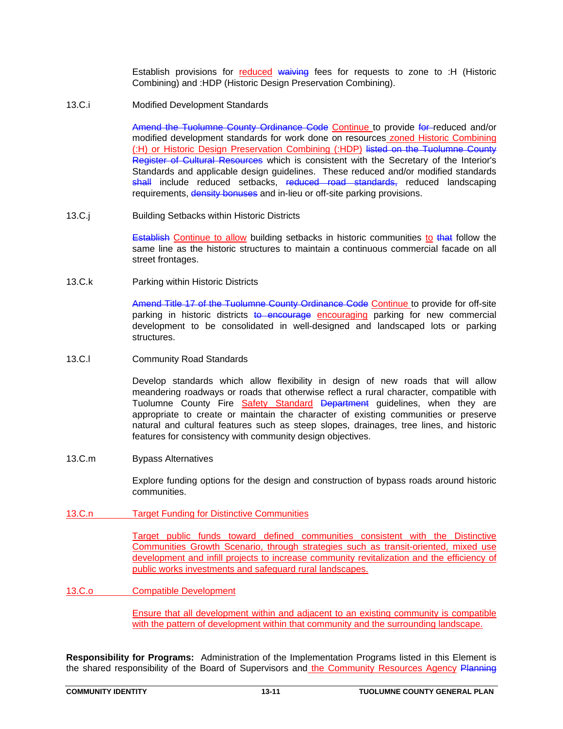Establish provisions for <u>reduced</u> ~~waiving~~ fees for requests to zone to :H (Historic Combining) and :HDP (Historic Design Preservation Combining).

**13.C.i** Modified Development Standards

~~Amend the Tuolumne County Ordinance Code~~ <u>Continue</u> to provide ~~for~~ reduced and/or modified development standards for work done on resources <u>zoned Historic Combining (:H) or Historic Design Preservation Combining (:HDP)</u> ~~listed on the Tuolumne County Register of Cultural Resources~~ which is consistent with the Secretary of the Interior's Standards and applicable design guidelines. These reduced and/or modified standards ~~shall~~ include reduced setbacks, ~~reduced road standards,~~ reduced landscaping requirements, ~~density bonuses~~ and in-lieu or off-site parking provisions.

**13.C.j** Building Setbacks within Historic Districts

~~Establish~~ <u>Continue to allow</u> building setbacks in historic communities <u>to</u> ~~that~~ follow the same line as the historic structures to maintain a continuous commercial facade on all street frontages.

**13.C.k** Parking within Historic Districts

~~Amend Title 17 of the Tuolumne County Ordinance Code~~ <u>Continue</u> to provide for off-site parking in historic districts ~~to encourage~~ <u>encouraging</u> parking for new commercial development to be consolidated in well-designed and landscaped lots or parking structures.

**13.C.l** Community Road Standards

Develop standards which allow flexibility in design of new roads that will allow meandering roadways or roads that otherwise reflect a rural character, compatible with Tuolumne County Fire <u>Safety Standard</u> ~~Department~~ guidelines, when they are appropriate to create or maintain the character of existing communities or preserve natural and cultural features such as steep slopes, drainages, tree lines, and historic features for consistency with community design objectives.

**13.C.m** Bypass Alternatives

Explore funding options for the design and construction of bypass roads around historic communities.

<u>**13.C.n** Target Funding for Distinctive Communities</u>

<u>Target public funds toward defined communities consistent with the Distinctive Communities Growth Scenario, through strategies such as transit-oriented, mixed use development and infill projects to increase community revitalization and the efficiency of public works investments and safeguard rural landscapes.</u>

<u>**13.C.o** Compatible Development</u>

<u>Ensure that all development within and adjacent to an existing community is compatible with the pattern of development within that community and the surrounding landscape.</u>

**Responsibility for Programs:** Administration of the Implementation Programs listed in this Element is the shared responsibility of the Board of Supervisors and <u>the Community Resources Agency</u> ~~Planning~~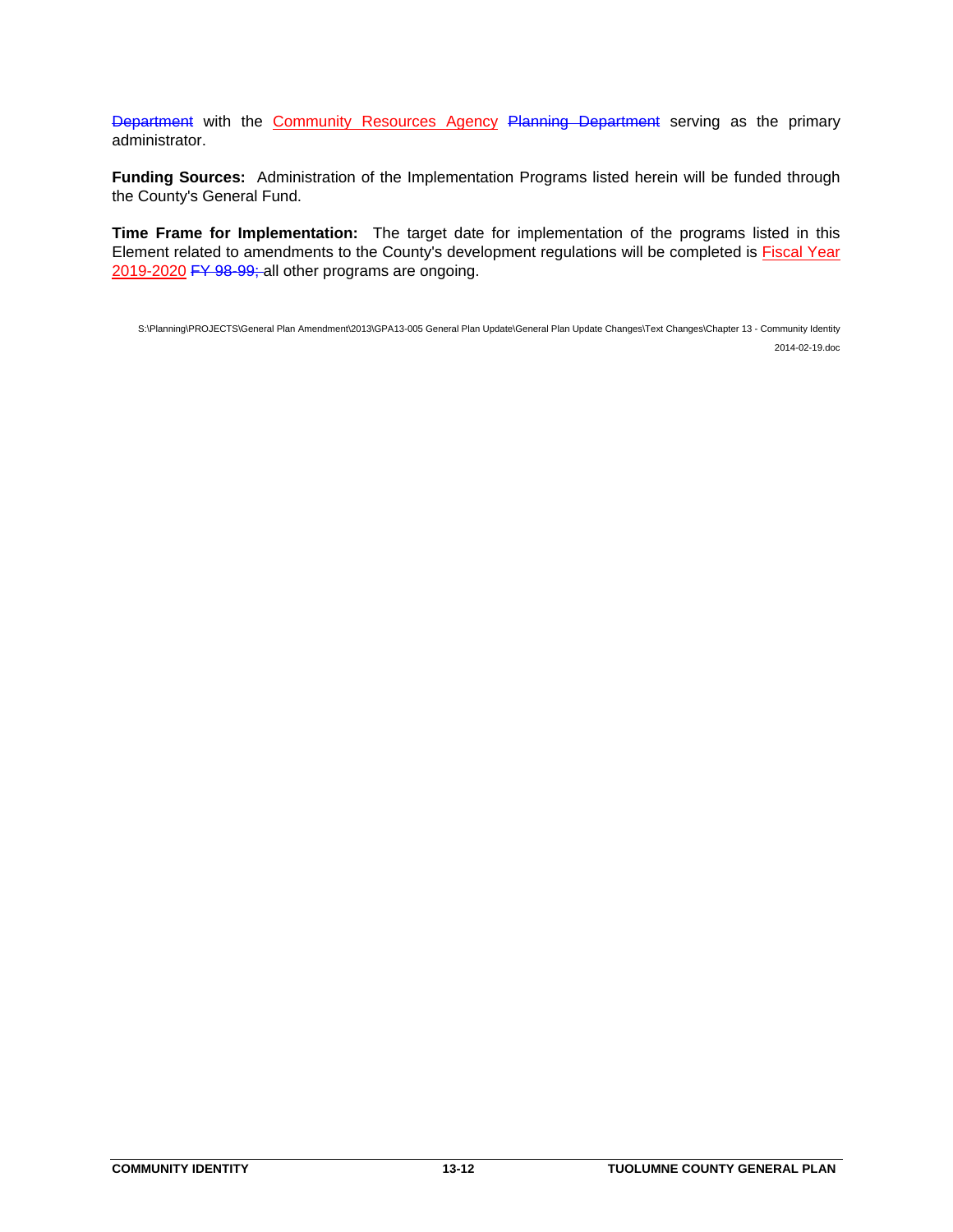~~Department~~ with the Community Resources Agency ~~Planning Department~~ serving as the primary administrator.

**Funding Sources:** Administration of the Implementation Programs listed herein will be funded through the County's General Fund.

**Time Frame for Implementation:** The target date for implementation of the programs listed in this Element related to amendments to the County's development regulations will be completed is Fiscal Year 2019-2020 ~~FY 98-99;~~ all other programs are ongoing.

S:\Planning\PROJECTS\General Plan Amendment\2013\GPA13-005 General Plan Update\General Plan Update Changes\Text Changes\Chapter 13 - Community Identity 2014-02-19.doc